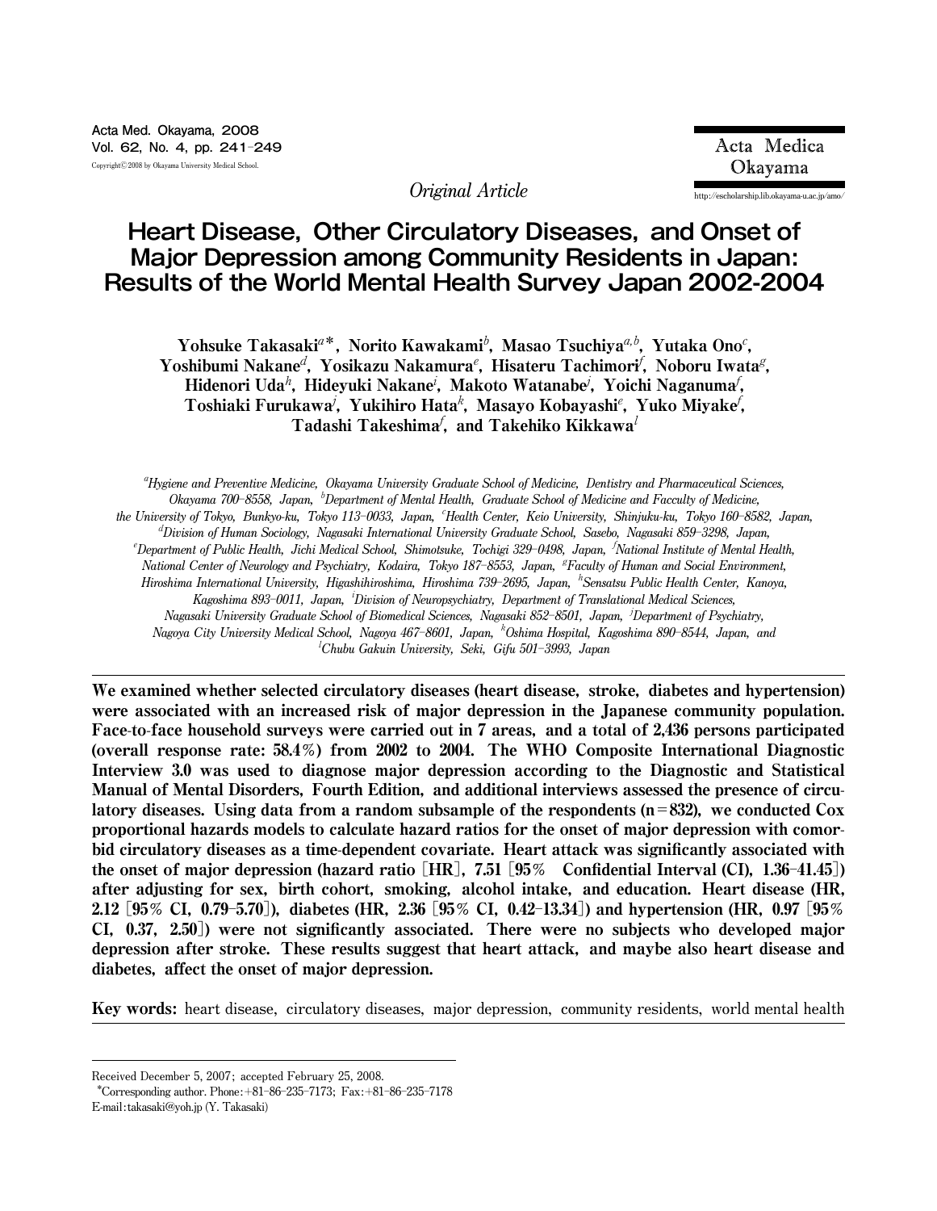*Original Article*

# Heart Disease, Other Circulatory Diseases, and Onset of Major Depression among Community Residents in Japan: Results of the World Mental Health Survey Japan 2002-2004

**Yohsuke Takasaki[a]\*, Norito Kawakami[b], Masao Tsuchiya[a,b], Yutaka Ono[c], Yoshibumi Nakane[d], Yosikazu Nakamura[e], Hisateru Tachimori[f], Noboru Iwata[g], Hidenori Uda[h], Hideyuki Nakane[i], Makoto Watanabe[j], Yoichi Naganuma[f], Toshiaki Furukawa[j], Yukihiro Hata[k], Masayo Kobayashi[e], Yuko Miyake[f], Tadashi Takeshima[f], and Takehiko Kikkawa[l]**

*[a]Hygiene and Preventive Medicine, Okayama University Graduate School of Medicine, Dentistry and Pharmaceutical Sciences, Okayama 700–8558, Japan, [b]Department of Mental Health, Graduate School of Medicine and Facculty of Medicine, the University of Tokyo, Bunkyo-ku, Tokyo 113–0033, Japan, [c]Health Center, Keio University, Shinjuku-ku, Tokyo 160–8582, Japan, [d]Division of Human Sociology, Nagasaki International University Graduate School, Sasebo, Nagasaki 859–3298, Japan, [e]Department of Public Health, Jichi Medical School, Shimotsuke, Tochigi 329–0498, Japan, [f]National Institute of Mental Health, National Center of Neurology and Psychiatry, Kodaira, Tokyo 187–8553, Japan, [g]Faculty of Human and Social Environment, Hiroshima International University, Higashihiroshima, Hiroshima 739–2695, Japan, [h]Sensatsu Public Health Center, Kanoya, Kagoshima 893–0011, Japan, [i]Division of Neuropsychiatry, Department of Translational Medical Sciences, Nagasaki University Graduate School of Biomedical Sciences, Nagasaki 852–8501, Japan, [j]Department of Psychiatry, Nagoya City University Medical School, Nagoya 467–8601, Japan, [k]Oshima Hospital, Kagoshima 890–8544, Japan, and [l]Chubu Gakuin University, Seki, Gifu 501–3993, Japan*

**We examined whether selected circulatory diseases (heart disease, stroke, diabetes and hypertension) were associated with an increased risk of major depression in the Japanese community population. Face-to-face household surveys were carried out in 7 areas, and a total of 2,436 persons participated (overall response rate: 58.4%) from 2002 to 2004. The WHO Composite International Diagnostic Interview 3.0 was used to diagnose major depression according to the Diagnostic and Statistical Manual of Mental Disorders, Fourth Edition, and additional interviews assessed the presence of circulatory diseases. Using data from a random subsample of the respondents (n=832), we conducted Cox proportional hazards models to calculate hazard ratios for the onset of major depression with comorbid circulatory diseases as a time-dependent covariate. Heart attack was significantly associated with the onset of major depression (hazard ratio [HR], 7.51 [95% Confidential Interval (CI), 1.36–41.45]) after adjusting for sex, birth cohort, smoking, alcohol intake, and education. Heart disease (HR, 2.12 [95% CI, 0.79–5.70]), diabetes (HR, 2.36 [95% CI, 0.42–13.34]) and hypertension (HR, 0.97 [95% CI, 0.37, 2.50]) were not significantly associated. There were no subjects who developed major depression after stroke. These results suggest that heart attack, and maybe also heart disease and diabetes, affect the onset of major depression.**

**Key words:** heart disease, circulatory diseases, major depression, community residents, world mental health

Received December 5, 2007; accepted February 25, 2008.
\*Corresponding author. Phone:+81–86–235–7173; Fax:+81–86–235–7178
E-mail:takasaki@yoh.jp (Y. Takasaki)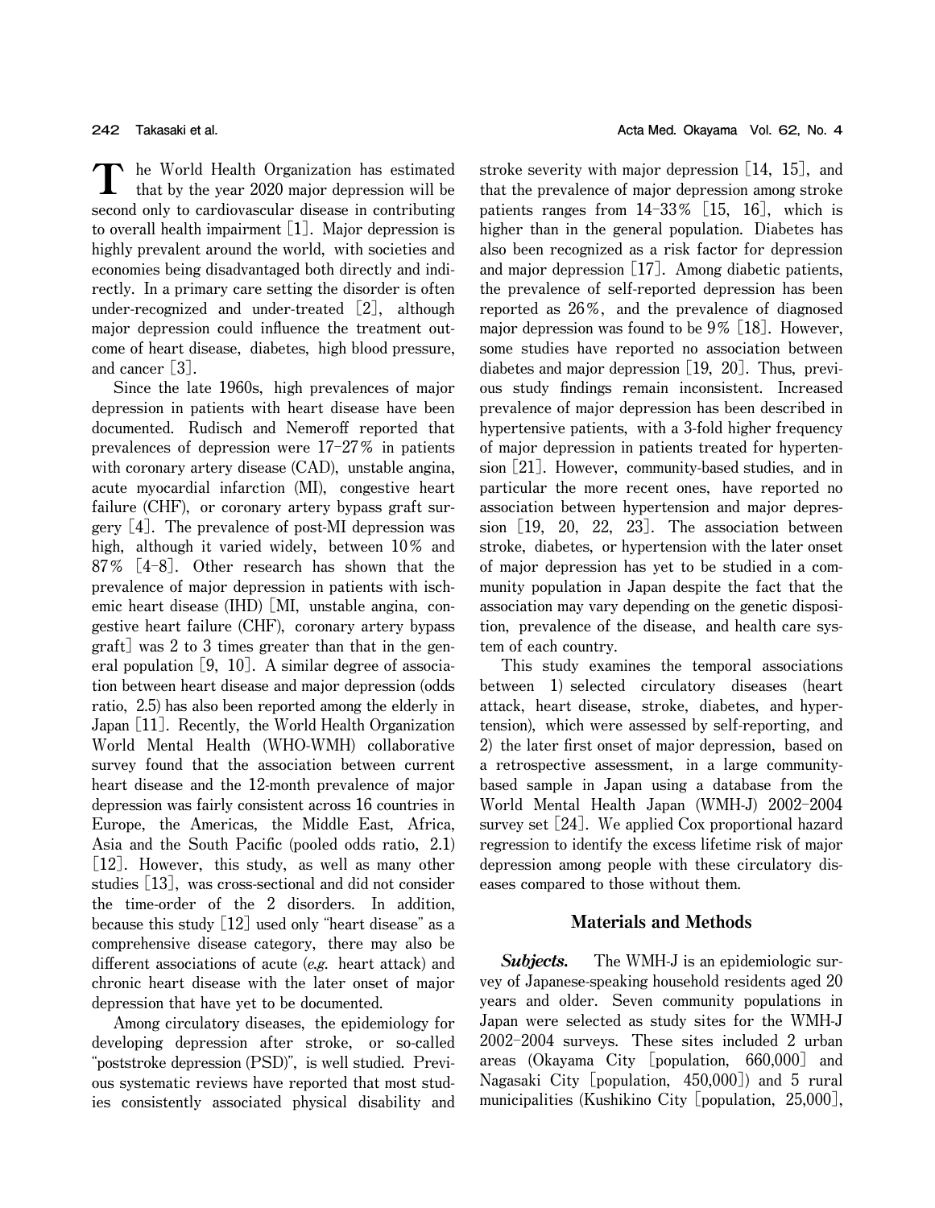The World Health Organization has estimated that by the year 2020 major depression will be second only to cardiovascular disease in contributing to overall health impairment [1]. Major depression is highly prevalent around the world, with societies and economies being disadvantaged both directly and indirectly. In a primary care setting the disorder is often under-recognized and under-treated [2], although major depression could influence the treatment outcome of heart disease, diabetes, high blood pressure, and cancer [3].

Since the late 1960s, high prevalences of major depression in patients with heart disease have been documented. Rudisch and Nemeroff reported that prevalences of depression were 17-27% in patients with coronary artery disease (CAD), unstable angina, acute myocardial infarction (MI), congestive heart failure (CHF), or coronary artery bypass graft surgery [4]. The prevalence of post-MI depression was high, although it varied widely, between 10% and 87% [4-8]. Other research has shown that the prevalence of major depression in patients with ischemic heart disease (IHD) [MI, unstable angina, congestive heart failure (CHF), coronary artery bypass graft] was 2 to 3 times greater than that in the general population [9, 10]. A similar degree of association between heart disease and major depression (odds ratio, 2.5) has also been reported among the elderly in Japan [11]. Recently, the World Health Organization World Mental Health (WHO-WMH) collaborative survey found that the association between current heart disease and the 12-month prevalence of major depression was fairly consistent across 16 countries in Europe, the Americas, the Middle East, Africa, Asia and the South Pacific (pooled odds ratio, 2.1) [12]. However, this study, as well as many other studies [13], was cross-sectional and did not consider the time-order of the 2 disorders. In addition, because this study [12] used only "heart disease" as a comprehensive disease category, there may also be different associations of acute (*e.g.* heart attack) and chronic heart disease with the later onset of major depression that have yet to be documented.

Among circulatory diseases, the epidemiology for developing depression after stroke, or so-called "poststroke depression (PSD)", is well studied. Previous systematic reviews have reported that most studies consistently associated physical disability and stroke severity with major depression [14, 15], and that the prevalence of major depression among stroke patients ranges from 14-33% [15, 16], which is higher than in the general population. Diabetes has also been recognized as a risk factor for depression and major depression [17]. Among diabetic patients, the prevalence of self-reported depression has been reported as 26%, and the prevalence of diagnosed major depression was found to be 9% [18]. However, some studies have reported no association between diabetes and major depression [19, 20]. Thus, previous study findings remain inconsistent. Increased prevalence of major depression has been described in hypertensive patients, with a 3-fold higher frequency of major depression in patients treated for hypertension [21]. However, community-based studies, and in particular the more recent ones, have reported no association between hypertension and major depression [19, 20, 22, 23]. The association between stroke, diabetes, or hypertension with the later onset of major depression has yet to be studied in a community population in Japan despite the fact that the association may vary depending on the genetic disposition, prevalence of the disease, and health care system of each country.

This study examines the temporal associations between 1) selected circulatory diseases (heart attack, heart disease, stroke, diabetes, and hypertension), which were assessed by self-reporting, and 2) the later first onset of major depression, based on a retrospective assessment, in a large community-based sample in Japan using a database from the World Mental Health Japan (WMH-J) 2002-2004 survey set [24]. We applied Cox proportional hazard regression to identify the excess lifetime risk of major depression among people with these circulatory diseases compared to those without them.

## Materials and Methods

***Subjects.*** The WMH-J is an epidemiologic survey of Japanese-speaking household residents aged 20 years and older. Seven community populations in Japan were selected as study sites for the WMH-J 2002-2004 surveys. These sites included 2 urban areas (Okayama City [population, 660,000] and Nagasaki City [population, 450,000]) and 5 rural municipalities (Kushikino City [population, 25,000],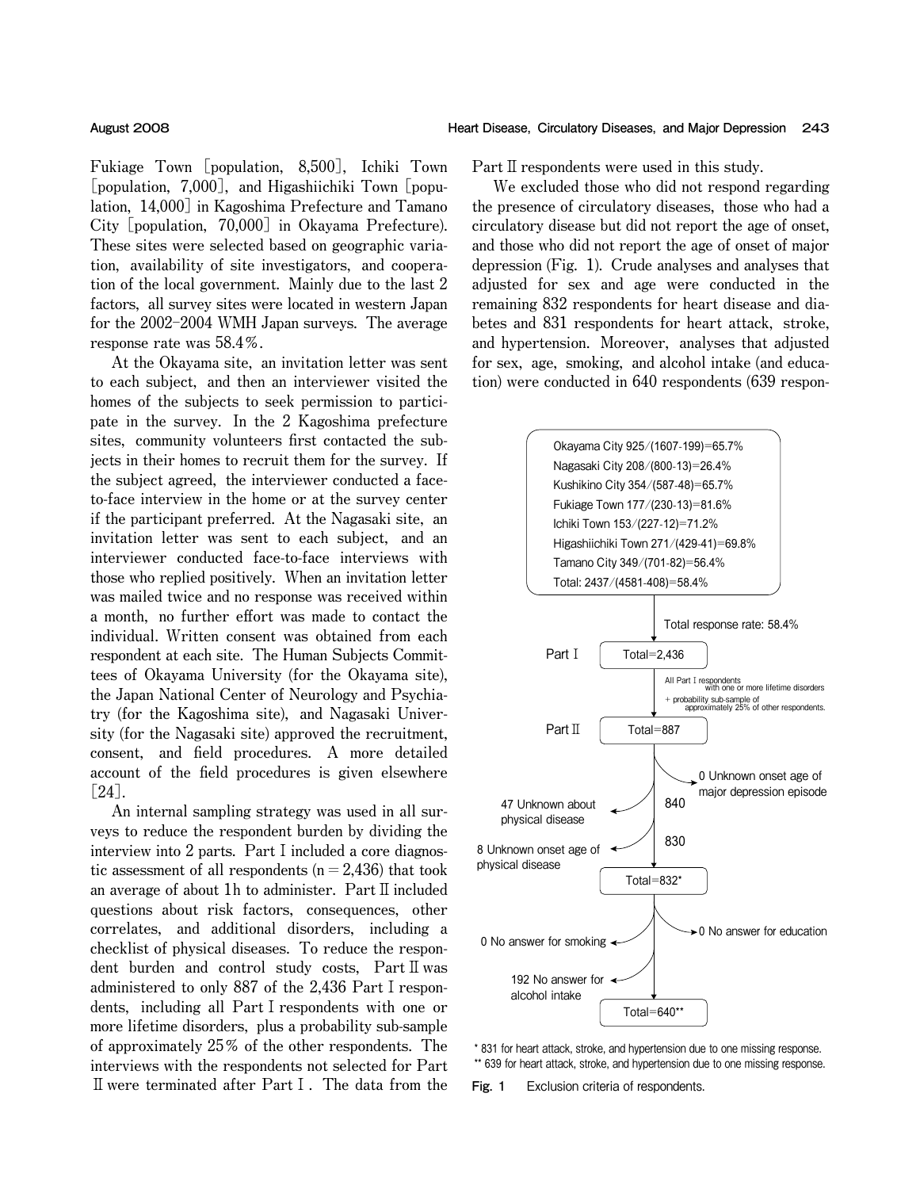Fukiage Town [population, 8,500], Ichiki Town [population, 7,000], and Higashiichiki Town [population, 14,000] in Kagoshima Prefecture and Tamano City [population, 70,000] in Okayama Prefecture). These sites were selected based on geographic variation, availability of site investigators, and cooperation of the local government. Mainly due to the last 2 factors, all survey sites were located in western Japan for the 2002–2004 WMH Japan surveys. The average response rate was 58.4%.

At the Okayama site, an invitation letter was sent to each subject, and then an interviewer visited the homes of the subjects to seek permission to participate in the survey. In the 2 Kagoshima prefecture sites, community volunteers first contacted the subjects in their homes to recruit them for the survey. If the subject agreed, the interviewer conducted a face-to-face interview in the home or at the survey center if the participant preferred. At the Nagasaki site, an invitation letter was sent to each subject, and an interviewer conducted face-to-face interviews with those who replied positively. When an invitation letter was mailed twice and no response was received within a month, no further effort was made to contact the individual. Written consent was obtained from each respondent at each site. The Human Subjects Committees of Okayama University (for the Okayama site), the Japan National Center of Neurology and Psychiatry (for the Kagoshima site), and Nagasaki University (for the Nagasaki site) approved the recruitment, consent, and field procedures. A more detailed account of the field procedures is given elsewhere [24].

An internal sampling strategy was used in all surveys to reduce the respondent burden by dividing the interview into 2 parts. Part I included a core diagnostic assessment of all respondents ($n = 2{,}436$) that took an average of about 1h to administer. Part II included questions about risk factors, consequences, other correlates, and additional disorders, including a checklist of physical diseases. To reduce the respondent burden and control study costs, Part II was administered to only 887 of the 2,436 Part I respondents, including all Part I respondents with one or more lifetime disorders, plus a probability sub-sample of approximately 25% of the other respondents. The interviews with the respondents not selected for Part II were terminated after Part I. The data from the Part II respondents were used in this study.

We excluded those who did not respond regarding the presence of circulatory diseases, those who had a circulatory disease but did not report the age of onset, and those who did not report the age of onset of major depression (Fig. 1). Crude analyses and analyses that adjusted for sex and age were conducted in the remaining 832 respondents for heart disease and diabetes and 831 respondents for heart attack, stroke, and hypertension. Moreover, analyses that adjusted for sex, age, smoking, and alcohol intake (and education) were conducted in 640 respondents (639 respon-

Okayama City 925/(1607-199)=65.7%
Nagasaki City 208/(800-13)=26.4%
Kushikino City 354/(587-48)=65.7%
Fukiage Town 177/(230-13)=81.6%
Ichiki Town 153/(227-12)=71.2%
Higashiichiki Town 271/(429-41)=69.8%
Tamano City 349/(701-82)=56.4%
Total: 2437/(4581-408)=58.4%

Total response rate: 58.4%

Part I Total=2,436

All Part I respondents with one or more lifetime disorders + probability sub-sample of approximately 25% of other respondents.

Part II Total=887

0 Unknown onset age of major depression episode

840

47 Unknown about physical disease

830

8 Unknown onset age of physical disease

Total=832*

0 No answer for education

0 No answer for smoking

192 No answer for alcohol intake

Total=640**

\* 831 for heart attack, stroke, and hypertension due to one missing response.
\*\* 639 for heart attack, stroke, and hypertension due to one missing response.

Fig. 1 Exclusion criteria of respondents.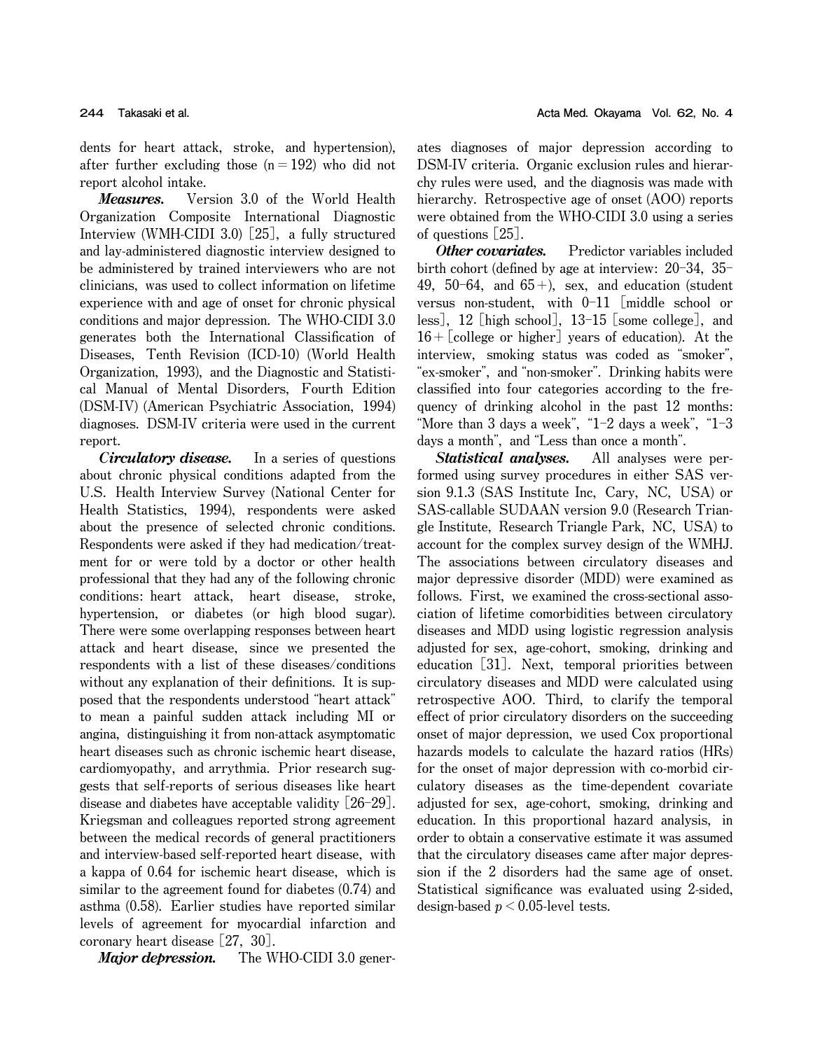dents for heart attack, stroke, and hypertension), after further excluding those (n = 192) who did not report alcohol intake.

***Measures.*** Version 3.0 of the World Health Organization Composite International Diagnostic Interview (WMH-CIDI 3.0) [25], a fully structured and lay-administered diagnostic interview designed to be administered by trained interviewers who are not clinicians, was used to collect information on lifetime experience with and age of onset for chronic physical conditions and major depression. The WHO-CIDI 3.0 generates both the International Classification of Diseases, Tenth Revision (ICD-10) (World Health Organization, 1993), and the Diagnostic and Statistical Manual of Mental Disorders, Fourth Edition (DSM-IV) (American Psychiatric Association, 1994) diagnoses. DSM-IV criteria were used in the current report.

***Circulatory disease.*** In a series of questions about chronic physical conditions adapted from the U.S. Health Interview Survey (National Center for Health Statistics, 1994), respondents were asked about the presence of selected chronic conditions. Respondents were asked if they had medication/treatment for or were told by a doctor or other health professional that they had any of the following chronic conditions: heart attack, heart disease, stroke, hypertension, or diabetes (or high blood sugar). There were some overlapping responses between heart attack and heart disease, since we presented the respondents with a list of these diseases/conditions without any explanation of their definitions. It is supposed that the respondents understood "heart attack" to mean a painful sudden attack including MI or angina, distinguishing it from non-attack asymptomatic heart diseases such as chronic ischemic heart disease, cardiomyopathy, and arrythmia. Prior research suggests that self-reports of serious diseases like heart disease and diabetes have acceptable validity [26-29]. Kriegsman and colleagues reported strong agreement between the medical records of general practitioners and interview-based self-reported heart disease, with a kappa of 0.64 for ischemic heart disease, which is similar to the agreement found for diabetes (0.74) and asthma (0.58). Earlier studies have reported similar levels of agreement for myocardial infarction and coronary heart disease [27, 30].

***Major depression.*** The WHO-CIDI 3.0 generates diagnoses of major depression according to DSM-IV criteria. Organic exclusion rules and hierarchy rules were used, and the diagnosis was made with hierarchy. Retrospective age of onset (AOO) reports were obtained from the WHO-CIDI 3.0 using a series of questions [25].

***Other covariates.*** Predictor variables included birth cohort (defined by age at interview: 20-34, 35-49, 50-64, and 65+), sex, and education (student versus non-student, with 0-11 [middle school or less], 12 [high school], 13-15 [some college], and 16+ [college or higher] years of education). At the interview, smoking status was coded as "smoker", "ex-smoker", and "non-smoker". Drinking habits were classified into four categories according to the frequency of drinking alcohol in the past 12 months: "More than 3 days a week", "1-2 days a week", "1-3 days a month", and "Less than once a month".

***Statistical analyses.*** All analyses were performed using survey procedures in either SAS version 9.1.3 (SAS Institute Inc, Cary, NC, USA) or SAS-callable SUDAAN version 9.0 (Research Triangle Institute, Research Triangle Park, NC, USA) to account for the complex survey design of the WMHJ. The associations between circulatory diseases and major depressive disorder (MDD) were examined as follows. First, we examined the cross-sectional association of lifetime comorbidities between circulatory diseases and MDD using logistic regression analysis adjusted for sex, age-cohort, smoking, drinking and education [31]. Next, temporal priorities between circulatory diseases and MDD were calculated using retrospective AOO. Third, to clarify the temporal effect of prior circulatory disorders on the succeeding onset of major depression, we used Cox proportional hazards models to calculate the hazard ratios (HRs) for the onset of major depression with co-morbid circulatory diseases as the time-dependent covariate adjusted for sex, age-cohort, smoking, drinking and education. In this proportional hazard analysis, in order to obtain a conservative estimate it was assumed that the circulatory diseases came after major depression if the 2 disorders had the same age of onset. Statistical significance was evaluated using 2-sided, design-based $p < 0.05$-level tests.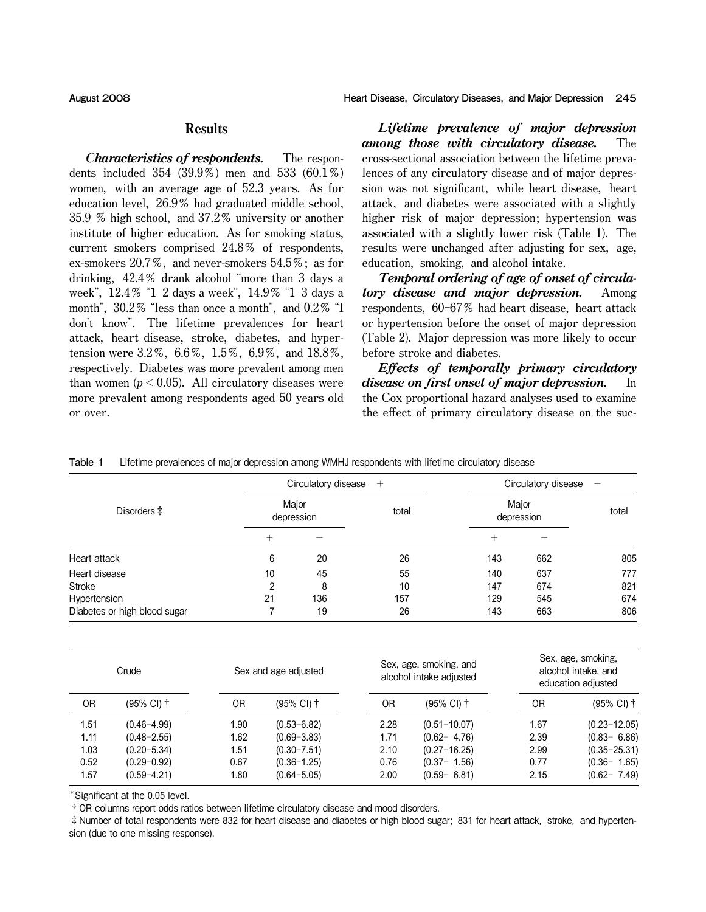## Results

***Characteristics of respondents.*** The respondents included 354 (39.9%) men and 533 (60.1%) women, with an average age of 52.3 years. As for education level, 26.9% had graduated middle school, 35.9 % high school, and 37.2% university or another institute of higher education. As for smoking status, current smokers comprised 24.8% of respondents, ex-smokers 20.7%, and never-smokers 54.5%; as for drinking, 42.4% drank alcohol "more than 3 days a week", 12.4% "1–2 days a week", 14.9% "1–3 days a month", 30.2% "less than once a month", and 0.2% "I don't know". The lifetime prevalences for heart attack, heart disease, stroke, diabetes, and hypertension were 3.2%, 6.6%, 1.5%, 6.9%, and 18.8%, respectively. Diabetes was more prevalent among men than women ($p < 0.05$). All circulatory diseases were more prevalent among respondents aged 50 years old or over.

***Lifetime prevalence of major depression among those with circulatory disease.*** The cross-sectional association between the lifetime prevalences of any circulatory disease and of major depression was not significant, while heart disease, heart attack, and diabetes were associated with a slightly higher risk of major depression; hypertension was associated with a slightly lower risk (Table 1). The results were unchanged after adjusting for sex, age, education, smoking, and alcohol intake.

***Temporal ordering of age of onset of circulatory disease and major depression.*** Among respondents, 60–67% had heart disease, heart attack or hypertension before the onset of major depression (Table 2). Major depression was more likely to occur before stroke and diabetes.

***Effects of temporally primary circulatory disease on first onset of major depression.*** In the Cox proportional hazard analyses used to examine the effect of primary circulatory disease on the suc-

Table 1 Lifetime prevalences of major depression among WMHJ respondents with lifetime circulatory disease

| Disorders ‡ | Circulatory disease + | | | Circulatory disease − | | | Crude | | Sex and age adjusted | | Sex, age, smoking, and alcohol intake adjusted | | Sex, age, smoking, alcohol intake, and education adjusted | |
|---|---|---|---|---|---|---|---|---|---|---|---|---|---|---|
| | Major depression + | Major depression − | total | Major depression + | Major depression − | total | OR | (95% CI) † | OR | (95% CI) † | OR | (95% CI) † | OR | (95% CI) † |
| Heart attack | 6 | 20 | 26 | 143 | 662 | 805 | 1.51 | (0.46–4.99) | 1.90 | (0.53–6.82) | 2.28 | (0.51–10.07) | 1.67 | (0.23–12.05) |
| Heart disease | 10 | 45 | 55 | 140 | 637 | 777 | 1.11 | (0.48–2.55) | 1.62 | (0.69–3.83) | 1.71 | (0.62– 4.76) | 2.39 | (0.83– 6.86) |
| Stroke | 2 | 8 | 10 | 147 | 674 | 821 | 1.03 | (0.20–5.34) | 1.51 | (0.30–7.51) | 2.10 | (0.27–16.25) | 2.99 | (0.35–25.31) |
| Hypertension | 21 | 136 | 157 | 129 | 545 | 674 | 0.52 | (0.29–0.92) | 0.67 | (0.36–1.25) | 0.76 | (0.37– 1.56) | 0.77 | (0.36– 1.65) |
| Diabetes or high blood sugar | 7 | 19 | 26 | 143 | 663 | 806 | 1.57 | (0.59–4.21) | 1.80 | (0.64–5.05) | 2.00 | (0.59– 6.81) | 2.15 | (0.62– 7.49) |

*Significant at the 0.05 level.

† OR columns report odds ratios between lifetime circulatory disease and mood disorders.

‡ Number of total respondents were 832 for heart disease and diabetes or high blood sugar; 831 for heart attack, stroke, and hypertension (due to one missing response).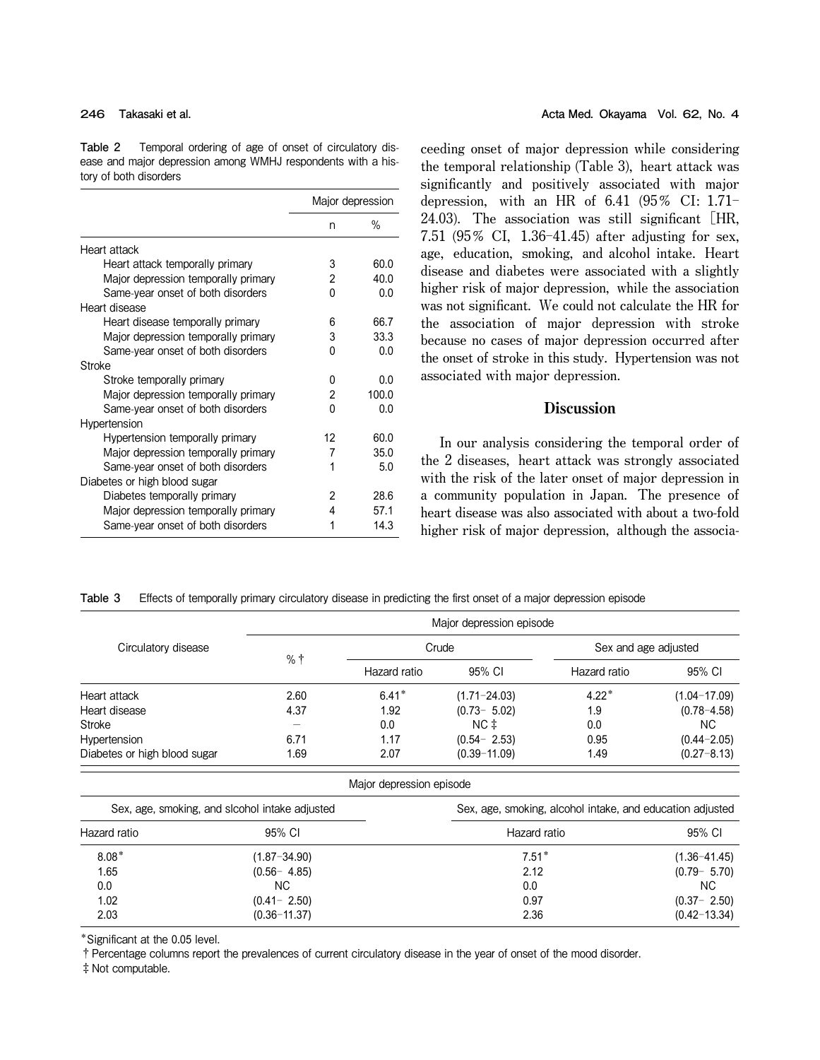Table 2 Temporal ordering of age of onset of circulatory disease and major depression among WMHJ respondents with a history of both disorders

| | Major depression | |
|---|---|---|
| | n | % |
| Heart attack | | |
| Heart attack temporally primary | 3 | 60.0 |
| Major depression temporally primary | 2 | 40.0 |
| Same-year onset of both disorders | 0 | 0.0 |
| Heart disease | | |
| Heart disease temporally primary | 6 | 66.7 |
| Major depression temporally primary | 3 | 33.3 |
| Same-year onset of both disorders | 0 | 0.0 |
| Stroke | | |
| Stroke temporally primary | 0 | 0.0 |
| Major depression temporally primary | 2 | 100.0 |
| Same-year onset of both disorders | 0 | 0.0 |
| Hypertension | | |
| Hypertension temporally primary | 12 | 60.0 |
| Major depression temporally primary | 7 | 35.0 |
| Same-year onset of both disorders | 1 | 5.0 |
| Diabetes or high blood sugar | | |
| Diabetes temporally primary | 2 | 28.6 |
| Major depression temporally primary | 4 | 57.1 |
| Same-year onset of both disorders | 1 | 14.3 |

ceeding onset of major depression while considering the temporal relationship (Table 3), heart attack was significantly and positively associated with major depression, with an HR of 6.41 (95% CI: 1.71–24.03). The association was still significant [HR, 7.51 (95% CI, 1.36–41.45) after adjusting for sex, age, education, smoking, and alcohol intake. Heart disease and diabetes were associated with a slightly higher risk of major depression, while the association was not significant. We could not calculate the HR for the association of major depression with stroke because no cases of major depression occurred after the onset of stroke in this study. Hypertension was not associated with major depression.

## Discussion

In our analysis considering the temporal order of the 2 diseases, heart attack was strongly associated with the risk of the later onset of major depression in a community population in Japan. The presence of heart disease was also associated with about a two-fold higher risk of major depression, although the associa-

Table 3 Effects of temporally primary circulatory disease in predicting the first onset of a major depression episode

| Circulatory disease | Major depression episode | | | | | | | | |
|---|---|---|---|---|---|---|---|---|---|
| | % † | Crude | | Sex and age adjusted | | Sex, age, smoking, and slcohol intake adjusted | | Sex, age, smoking, alcohol intake, and education adjusted | |
| | | Hazard ratio | 95% CI | Hazard ratio | 95% CI | Hazard ratio | 95% CI | Hazard ratio | 95% CI |
| Heart attack | 2.60 | 6.41* | (1.71–24.03) | 4.22* | (1.04–17.09) | 8.08* | (1.87–34.90) | 7.51* | (1.36–41.45) |
| Heart disease | 4.37 | 1.92 | (0.73– 5.02) | 1.9 | (0.78–4.58) | 1.65 | (0.56– 4.85) | 2.12 | (0.79– 5.70) |
| Stroke | — | 0.0 | NC ‡ | 0.0 | NC | 0.0 | NC | 0.0 | NC |
| Hypertension | 6.71 | 1.17 | (0.54– 2.53) | 0.95 | (0.44–2.05) | 1.02 | (0.41– 2.50) | 0.97 | (0.37– 2.50) |
| Diabetes or high blood sugar | 1.69 | 2.07 | (0.39–11.09) | 1.49 | (0.27–8.13) | 2.03 | (0.36–11.37) | 2.36 | (0.42–13.34) |

*Significant at the 0.05 level.

† Percentage columns report the prevalences of current circulatory disease in the year of onset of the mood disorder.

‡ Not computable.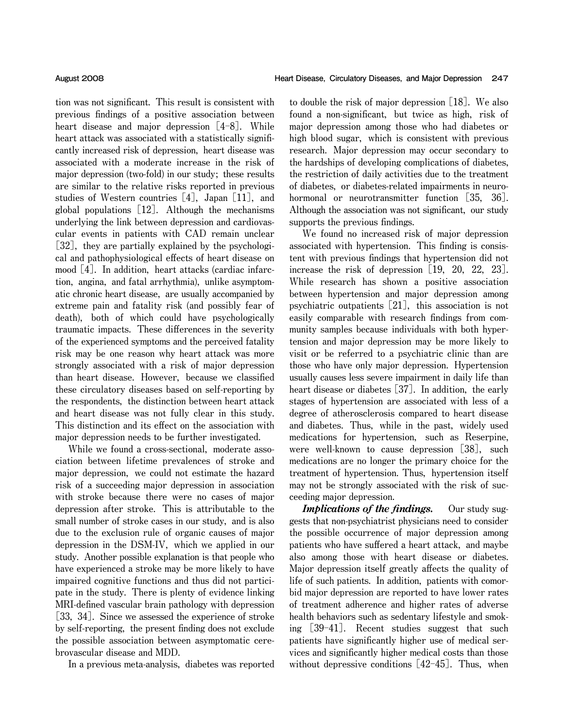tion was not significant. This result is consistent with previous findings of a positive association between heart disease and major depression [4–8]. While heart attack was associated with a statistically significantly increased risk of depression, heart disease was associated with a moderate increase in the risk of major depression (two-fold) in our study; these results are similar to the relative risks reported in previous studies of Western countries [4], Japan [11], and global populations [12]. Although the mechanisms underlying the link between depression and cardiovascular events in patients with CAD remain unclear [32], they are partially explained by the psychological and pathophysiological effects of heart disease on mood [4]. In addition, heart attacks (cardiac infarction, angina, and fatal arrhythmia), unlike asymptomatic chronic heart disease, are usually accompanied by extreme pain and fatality risk (and possibly fear of death), both of which could have psychologically traumatic impacts. These differences in the severity of the experienced symptoms and the perceived fatality risk may be one reason why heart attack was more strongly associated with a risk of major depression than heart disease. However, because we classified these circulatory diseases based on self-reporting by the respondents, the distinction between heart attack and heart disease was not fully clear in this study. This distinction and its effect on the association with major depression needs to be further investigated.

While we found a cross-sectional, moderate association between lifetime prevalences of stroke and major depression, we could not estimate the hazard risk of a succeeding major depression in association with stroke because there were no cases of major depression after stroke. This is attributable to the small number of stroke cases in our study, and is also due to the exclusion rule of organic causes of major depression in the DSM-IV, which we applied in our study. Another possible explanation is that people who have experienced a stroke may be more likely to have impaired cognitive functions and thus did not participate in the study. There is plenty of evidence linking MRI-defined vascular brain pathology with depression [33, 34]. Since we assessed the experience of stroke by self-reporting, the present finding does not exclude the possible association between asymptomatic cerebrovascular disease and MDD.

In a previous meta-analysis, diabetes was reported to double the risk of major depression [18]. We also found a non-significant, but twice as high, risk of major depression among those who had diabetes or high blood sugar, which is consistent with previous research. Major depression may occur secondary to the hardships of developing complications of diabetes, the restriction of daily activities due to the treatment of diabetes, or diabetes-related impairments in neurohormonal or neurotransmitter function [35, 36]. Although the association was not significant, our study supports the previous findings.

We found no increased risk of major depression associated with hypertension. This finding is consistent with previous findings that hypertension did not increase the risk of depression [19, 20, 22, 23]. While research has shown a positive association between hypertension and major depression among psychiatric outpatients [21], this association is not easily comparable with research findings from community samples because individuals with both hypertension and major depression may be more likely to visit or be referred to a psychiatric clinic than are those who have only major depression. Hypertension usually causes less severe impairment in daily life than heart disease or diabetes [37]. In addition, the early stages of hypertension are associated with less of a degree of atherosclerosis compared to heart disease and diabetes. Thus, while in the past, widely used medications for hypertension, such as Reserpine, were well-known to cause depression [38], such medications are no longer the primary choice for the treatment of hypertension. Thus, hypertension itself may not be strongly associated with the risk of succeeding major depression.

***Implications of the findings.*** Our study suggests that non-psychiatrist physicians need to consider the possible occurrence of major depression among patients who have suffered a heart attack, and maybe also among those with heart disease or diabetes. Major depression itself greatly affects the quality of life of such patients. In addition, patients with comorbid major depression are reported to have lower rates of treatment adherence and higher rates of adverse health behaviors such as sedentary lifestyle and smoking [39–41]. Recent studies suggest that such patients have significantly higher use of medical services and significantly higher medical costs than those without depressive conditions [42–45]. Thus, when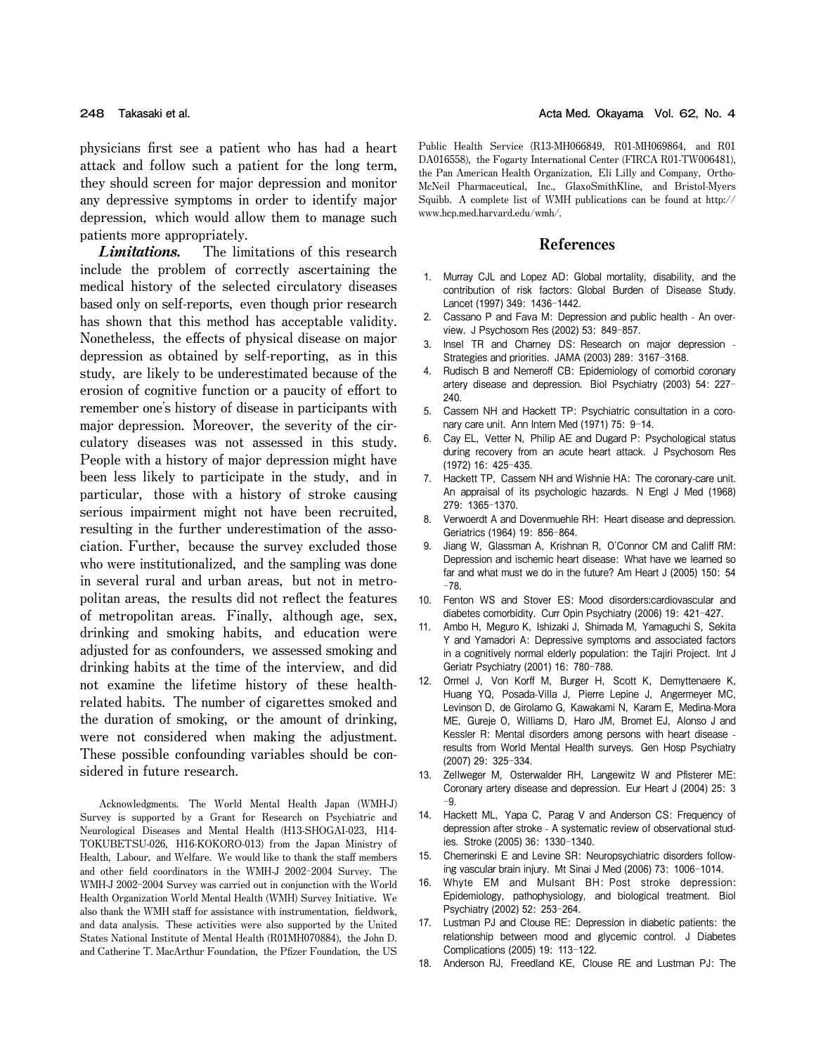physicians first see a patient who has had a heart attack and follow such a patient for the long term, they should screen for major depression and monitor any depressive symptoms in order to identify major depression, which would allow them to manage such patients more appropriately.

***Limitations.*** The limitations of this research include the problem of correctly ascertaining the medical history of the selected circulatory diseases based only on self-reports, even though prior research has shown that this method has acceptable validity. Nonetheless, the effects of physical disease on major depression as obtained by self-reporting, as in this study, are likely to be underestimated because of the erosion of cognitive function or a paucity of effort to remember one's history of disease in participants with major depression. Moreover, the severity of the circulatory diseases was not assessed in this study. People with a history of major depression might have been less likely to participate in the study, and in particular, those with a history of stroke causing serious impairment might not have been recruited, resulting in the further underestimation of the association. Further, because the survey excluded those who were institutionalized, and the sampling was done in several rural and urban areas, but not in metropolitan areas, the results did not reflect the features of metropolitan areas. Finally, although age, sex, drinking and smoking habits, and education were adjusted for as confounders, we assessed smoking and drinking habits at the time of the interview, and did not examine the lifetime history of these health-related habits. The number of cigarettes smoked and the duration of smoking, or the amount of drinking, were not considered when making the adjustment. These possible confounding variables should be considered in future research.

Acknowledgments. The World Mental Health Japan (WMH-J) Survey is supported by a Grant for Research on Psychiatric and Neurological Diseases and Mental Health (H13-SHOGAI-023, H14-TOKUBETSU-026, H16-KOKORO-013) from the Japan Ministry of Health, Labour, and Welfare. We would like to thank the staff members and other field coordinators in the WMH-J 2002-2004 Survey. The WMH-J 2002-2004 Survey was carried out in conjunction with the World Health Organization World Mental Health (WMH) Survey Initiative. We also thank the WMH staff for assistance with instrumentation, fieldwork, and data analysis. These activities were also supported by the United States National Institute of Mental Health (R01MH070884), the John D. and Catherine T. MacArthur Foundation, the Pfizer Foundation, the US Public Health Service (R13-MH066849, R01-MH069864, and R01 DA016558), the Fogarty International Center (FIRCA R01-TW006481), the Pan American Health Organization, Eli Lilly and Company, Ortho-McNeil Pharmaceutical, Inc., GlaxoSmithKline, and Bristol-Myers Squibb. A complete list of WMH publications can be found at http://www.hcp.med.harvard.edu/wmh/.

## References

1. Murray CJL and Lopez AD: Global mortality, disability, and the contribution of risk factors: Global Burden of Disease Study. Lancet (1997) 349: 1436-1442.
2. Cassano P and Fava M: Depression and public health - An overview. J Psychosom Res (2002) 53: 849-857.
3. Insel TR and Charney DS: Research on major depression - Strategies and priorities. JAMA (2003) 289: 3167-3168.
4. Rudisch B and Nemeroff CB: Epidemiology of comorbid coronary artery disease and depression. Biol Psychiatry (2003) 54: 227-240.
5. Cassem NH and Hackett TP: Psychiatric consultation in a coronary care unit. Ann Intern Med (1971) 75: 9-14.
6. Cay EL, Vetter N, Philip AE and Dugard P: Psychological status during recovery from an acute heart attack. J Psychosom Res (1972) 16: 425-435.
7. Hackett TP, Cassem NH and Wishnie HA: The coronary-care unit. An appraisal of its psychologic hazards. N Engl J Med (1968) 279: 1365-1370.
8. Verwoerdt A and Dovenmuehle RH: Heart disease and depression. Geriatrics (1964) 19: 856-864.
9. Jiang W, Glassman A, Krishnan R, O'Connor CM and Califf RM: Depression and ischemic heart disease: What have we learned so far and what must we do in the future? Am Heart J (2005) 150: 54-78.
10. Fenton WS and Stover ES: Mood disorders:cardiovascular and diabetes comorbidity. Curr Opin Psychiatry (2006) 19: 421-427.
11. Ambo H, Meguro K, Ishizaki J, Shimada M, Yamaguchi S, Sekita Y and Yamadori A: Depressive symptoms and associated factors in a cognitively normal elderly population: the Tajiri Project. Int J Geriatr Psychiatry (2001) 16: 780-788.
12. Ormel J, Von Korff M, Burger H, Scott K, Demyttenaere K, Huang YQ, Posada-Villa J, Pierre Lepine J, Angermeyer MC, Levinson D, de Girolamo G, Kawakami N, Karam E, Medina-Mora ME, Gureje O, Williams D, Haro JM, Bromet EJ, Alonso J and Kessler R: Mental disorders among persons with heart disease - results from World Mental Health surveys. Gen Hosp Psychiatry (2007) 29: 325-334.
13. Zellweger M, Osterwalder RH, Langewitz W and Pfisterer ME: Coronary artery disease and depression. Eur Heart J (2004) 25: 3-9.
14. Hackett ML, Yapa C, Parag V and Anderson CS: Frequency of depression after stroke - A systematic review of observational studies. Stroke (2005) 36: 1330-1340.
15. Chemerinski E and Levine SR: Neuropsychiatric disorders following vascular brain injury. Mt Sinai J Med (2006) 73: 1006-1014.
16. Whyte EM and Mulsant BH: Post stroke depression: Epidemiology, pathophysiology, and biological treatment. Biol Psychiatry (2002) 52: 253-264.
17. Lustman PJ and Clouse RE: Depression in diabetic patients: the relationship between mood and glycemic control. J Diabetes Complications (2005) 19: 113-122.
18. Anderson RJ, Freedland KE, Clouse RE and Lustman PJ: The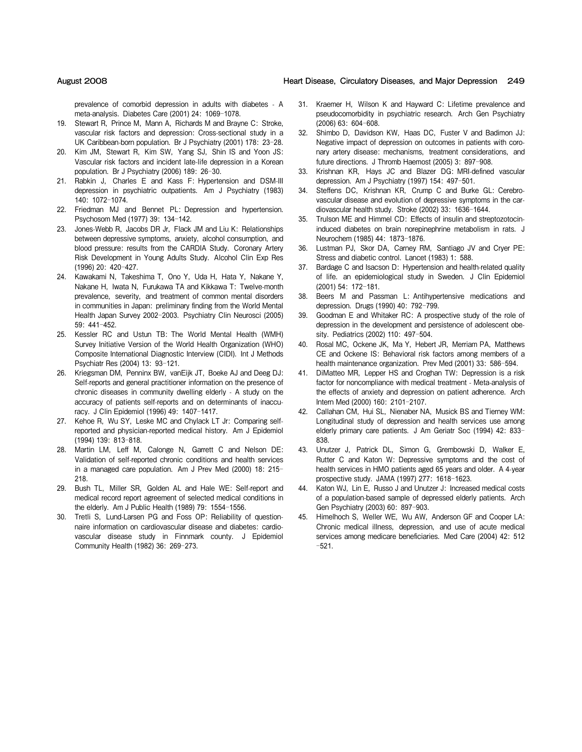prevalence of comorbid depression in adults with diabetes - A meta-analysis. Diabetes Care (2001) 24: 1069-1078.

19. Stewart R, Prince M, Mann A, Richards M and Brayne C: Stroke, vascular risk factors and depression: Cross-sectional study in a UK Caribbean-born population. Br J Psychiatry (2001) 178: 23-28.
20. Kim JM, Stewart R, Kim SW, Yang SJ, Shin IS and Yoon JS: Vascular risk factors and incident late-life depression in a Korean population. Br J Psychiatry (2006) 189: 26-30.
21. Rabkin J, Charles E and Kass F: Hypertension and DSM-III depression in psychiatric outpatients. Am J Psychiatry (1983) 140: 1072-1074.
22. Friedman MJ and Bennet PL: Depression and hypertension. Psychosom Med (1977) 39: 134-142.
23. Jones-Webb R, Jacobs DR Jr, Flack JM and Liu K: Relationships between depressive symptoms, anxiety, alcohol consumption, and blood pressure: results from the CARDIA Study. Coronary Artery Risk Development in Young Adults Study. Alcohol Clin Exp Res (1996) 20: 420-427.
24. Kawakami N, Takeshima T, Ono Y, Uda H, Hata Y, Nakane Y, Nakane H, Iwata N, Furukawa TA and Kikkawa T: Twelve-month prevalence, severity, and treatment of common mental disorders in communities in Japan: preliminary finding from the World Mental Health Japan Survey 2002-2003. Psychiatry Clin Neurosci (2005) 59: 441-452.
25. Kessler RC and Ustun TB: The World Mental Health (WMH) Survey Initiative Version of the World Health Organization (WHO) Composite International Diagnostic Interview (CIDI). Int J Methods Psychiatr Res (2004) 13: 93-121.
26. Kriegsman DM, Penninx BW, vanEijk JT, Boeke AJ and Deeg DJ: Self-reports and general practitioner information on the presence of chronic diseases in community dwelling elderly - A study on the accuracy of patients self-reports and on determinants of inaccuracy. J Clin Epidemiol (1996) 49: 1407-1417.
27. Kehoe R, Wu SY, Leske MC and Chylack LT Jr: Comparing self-reported and physician-reported medical history. Am J Epidemiol (1994) 139: 813-818.
28. Martin LM, Leff M, Calonge N, Garrett C and Nelson DE: Validation of self-reported chronic conditions and health services in a managed care population. Am J Prev Med (2000) 18: 215-218.
29. Bush TL, Miller SR, Golden AL and Hale WE: Self-report and medical record report agreement of selected medical conditions in the elderly. Am J Public Health (1989) 79: 1554-1556.
30. Tretli S, Lund-Larsen PG and Foss OP: Reliability of questionnaire information on cardiovascular disease and diabetes: cardiovascular disease study in Finnmark county. J Epidemiol Community Health (1982) 36: 269-273.
31. Kraemer H, Wilson K and Hayward C: Lifetime prevalence and pseudocomorbidity in psychiatric research. Arch Gen Psychiatry (2006) 63: 604-608.
32. Shimbo D, Davidson KW, Haas DC, Fuster V and Badimon JJ: Negative impact of depression on outcomes in patients with coronary artery disease: mechanisms, treatment considerations, and future directions. J Thromb Haemost (2005) 3: 897-908.
33. Krishnan KR, Hays JC and Blazer DG: MRI-defined vascular depression. Am J Psychiatry (1997) 154: 497-501.
34. Steffens DC, Krishnan KR, Crump C and Burke GL: Cerebrovascular disease and evolution of depressive symptoms in the cardiovascular health study. Stroke (2002) 33: 1636-1644.
35. Trulson ME and Himmel CD: Effects of insulin and streptozotocin-induced diabetes on brain norepinephrine metabolism in rats. J Neurochem (1985) 44: 1873-1876.
36. Lustman PJ, Skor DA, Carney RM, Santiago JV and Cryer PE: Stress and diabetic control. Lancet (1983) 1: 588.
37. Bardage C and Isacson D: Hypertension and health-related quality of life. an epidemiological study in Sweden. J Clin Epidemiol (2001) 54: 172-181.
38. Beers M and Passman L: Antihypertensive medications and depression. Drugs (1990) 40: 792-799.
39. Goodman E and Whitaker RC: A prospective study of the role of depression in the development and persistence of adolescent obesity. Pediatrics (2002) 110: 497-504.
40. Rosal MC, Ockene JK, Ma Y, Hebert JR, Merriam PA, Matthews CE and Ockene IS: Behavioral risk factors among members of a health maintenance organization. Prev Med (2001) 33: 586-594.
41. DiMatteo MR, Lepper HS and Croghan TW: Depression is a risk factor for noncompliance with medical treatment - Meta-analysis of the effects of anxiety and depression on patient adherence. Arch Intern Med (2000) 160: 2101-2107.
42. Callahan CM, Hui SL, Nienaber NA, Musick BS and Tierney WM: Longitudinal study of depression and health services use among elderly primary care patients. J Am Geriatr Soc (1994) 42: 833-838.
43. Unutzer J, Patrick DL, Simon G, Grembowski D, Walker E, Rutter C and Katon W: Depressive symptoms and the cost of health services in HMO patients aged 65 years and older. A 4-year prospective study. JAMA (1997) 277: 1618-1623.
44. Katon WJ, Lin E, Russo J and Unutzer J: Increased medical costs of a population-based sample of depressed elderly patients. Arch Gen Psychiatry (2003) 60: 897-903.
45. Himelhoch S, Weller WE, Wu AW, Anderson GF and Cooper LA: Chronic medical illness, depression, and use of acute medical services among medicare beneficiaries. Med Care (2004) 42: 512-521.